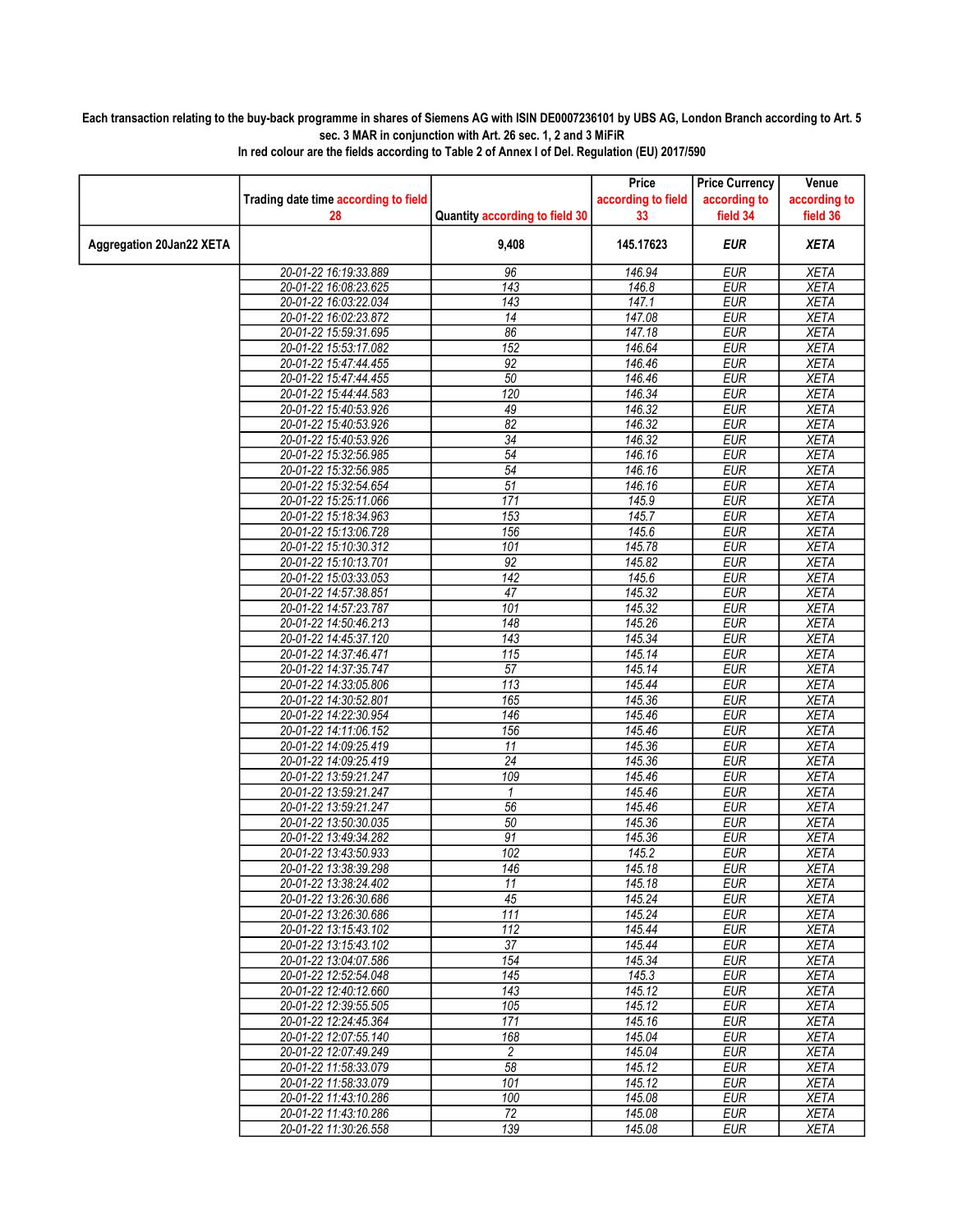**Each transaction relating to the buy-back programme in shares of Siemens AG with ISIN DE0007236101 by UBS AG, London Branch according to Art. 5 sec. 3 MAR in conjunction with Art. 26 sec. 1, 2 and 3 MiFiR**

**In red colour are the fields according to Table 2 of Annex I of Del. Regulation (EU) 2017/590**

| | Trading date time according to field 28 | Quantity according to field 30 | Price according to field 33 | Price Currency according to field 34 | Venue according to field 36 |
|---|---|---|---|---|---|
| **Aggregation 20Jan22 XETA** | | **9,408** | **145.17623** | ***EUR*** | ***XETA*** |
| | 20-01-22 16:19:33.889 | 96 | 146.94 | EUR | XETA |
| | 20-01-22 16:08:23.625 | 143 | 146.8 | EUR | XETA |
| | 20-01-22 16:03:22.034 | 143 | 147.1 | EUR | XETA |
| | 20-01-22 16:02:23.872 | 14 | 147.08 | EUR | XETA |
| | 20-01-22 15:59:31.695 | 86 | 147.18 | EUR | XETA |
| | 20-01-22 15:53:17.082 | 152 | 146.64 | EUR | XETA |
| | 20-01-22 15:47:44.455 | 92 | 146.46 | EUR | XETA |
| | 20-01-22 15:47:44.455 | 50 | 146.46 | EUR | XETA |
| | 20-01-22 15:44:44.583 | 120 | 146.34 | EUR | XETA |
| | 20-01-22 15:40:53.926 | 49 | 146.32 | EUR | XETA |
| | 20-01-22 15:40:53.926 | 82 | 146.32 | EUR | XETA |
| | 20-01-22 15:40:53.926 | 34 | 146.32 | EUR | XETA |
| | 20-01-22 15:32:56.985 | 54 | 146.16 | EUR | XETA |
| | 20-01-22 15:32:56.985 | 54 | 146.16 | EUR | XETA |
| | 20-01-22 15:32:54.654 | 51 | 146.16 | EUR | XETA |
| | 20-01-22 15:25:11.066 | 171 | 145.9 | EUR | XETA |
| | 20-01-22 15:18:34.963 | 153 | 145.7 | EUR | XETA |
| | 20-01-22 15:13:06.728 | 156 | 145.6 | EUR | XETA |
| | 20-01-22 15:10:30.312 | 101 | 145.78 | EUR | XETA |
| | 20-01-22 15:10:13.701 | 92 | 145.82 | EUR | XETA |
| | 20-01-22 15:03:33.053 | 142 | 145.6 | EUR | XETA |
| | 20-01-22 14:57:38.851 | 47 | 145.32 | EUR | XETA |
| | 20-01-22 14:57:23.787 | 101 | 145.32 | EUR | XETA |
| | 20-01-22 14:50:46.213 | 148 | 145.26 | EUR | XETA |
| | 20-01-22 14:45:37.120 | 143 | 145.34 | EUR | XETA |
| | 20-01-22 14:37:46.471 | 115 | 145.14 | EUR | XETA |
| | 20-01-22 14:37:35.747 | 57 | 145.14 | EUR | XETA |
| | 20-01-22 14:33:05.806 | 113 | 145.44 | EUR | XETA |
| | 20-01-22 14:30:52.801 | 165 | 145.36 | EUR | XETA |
| | 20-01-22 14:22:30.954 | 146 | 145.46 | EUR | XETA |
| | 20-01-22 14:11:06.152 | 156 | 145.46 | EUR | XETA |
| | 20-01-22 14:09:25.419 | 11 | 145.36 | EUR | XETA |
| | 20-01-22 14:09:25.419 | 24 | 145.36 | EUR | XETA |
| | 20-01-22 13:59:21.247 | 109 | 145.46 | EUR | XETA |
| | 20-01-22 13:59:21.247 | 1 | 145.46 | EUR | XETA |
| | 20-01-22 13:59:21.247 | 56 | 145.46 | EUR | XETA |
| | 20-01-22 13:50:30.035 | 50 | 145.36 | EUR | XETA |
| | 20-01-22 13:49:34.282 | 91 | 145.36 | EUR | XETA |
| | 20-01-22 13:43:50.933 | 102 | 145.2 | EUR | XETA |
| | 20-01-22 13:38:39.298 | 146 | 145.18 | EUR | XETA |
| | 20-01-22 13:38:24.402 | 11 | 145.18 | EUR | XETA |
| | 20-01-22 13:26:30.686 | 45 | 145.24 | EUR | XETA |
| | 20-01-22 13:26:30.686 | 111 | 145.24 | EUR | XETA |
| | 20-01-22 13:15:43.102 | 112 | 145.44 | EUR | XETA |
| | 20-01-22 13:15:43.102 | 37 | 145.44 | EUR | XETA |
| | 20-01-22 13:04:07.586 | 154 | 145.34 | EUR | XETA |
| | 20-01-22 12:52:54.048 | 145 | 145.3 | EUR | XETA |
| | 20-01-22 12:40:12.660 | 143 | 145.12 | EUR | XETA |
| | 20-01-22 12:39:55.505 | 105 | 145.12 | EUR | XETA |
| | 20-01-22 12:24:45.364 | 171 | 145.16 | EUR | XETA |
| | 20-01-22 12:07:55.140 | 168 | 145.04 | EUR | XETA |
| | 20-01-22 12:07:49.249 | 2 | 145.04 | EUR | XETA |
| | 20-01-22 11:58:33.079 | 58 | 145.12 | EUR | XETA |
| | 20-01-22 11:58:33.079 | 101 | 145.12 | EUR | XETA |
| | 20-01-22 11:43:10.286 | 100 | 145.08 | EUR | XETA |
| | 20-01-22 11:43:10.286 | 72 | 145.08 | EUR | XETA |
| | 20-01-22 11:30:26.558 | 139 | 145.08 | EUR | XETA |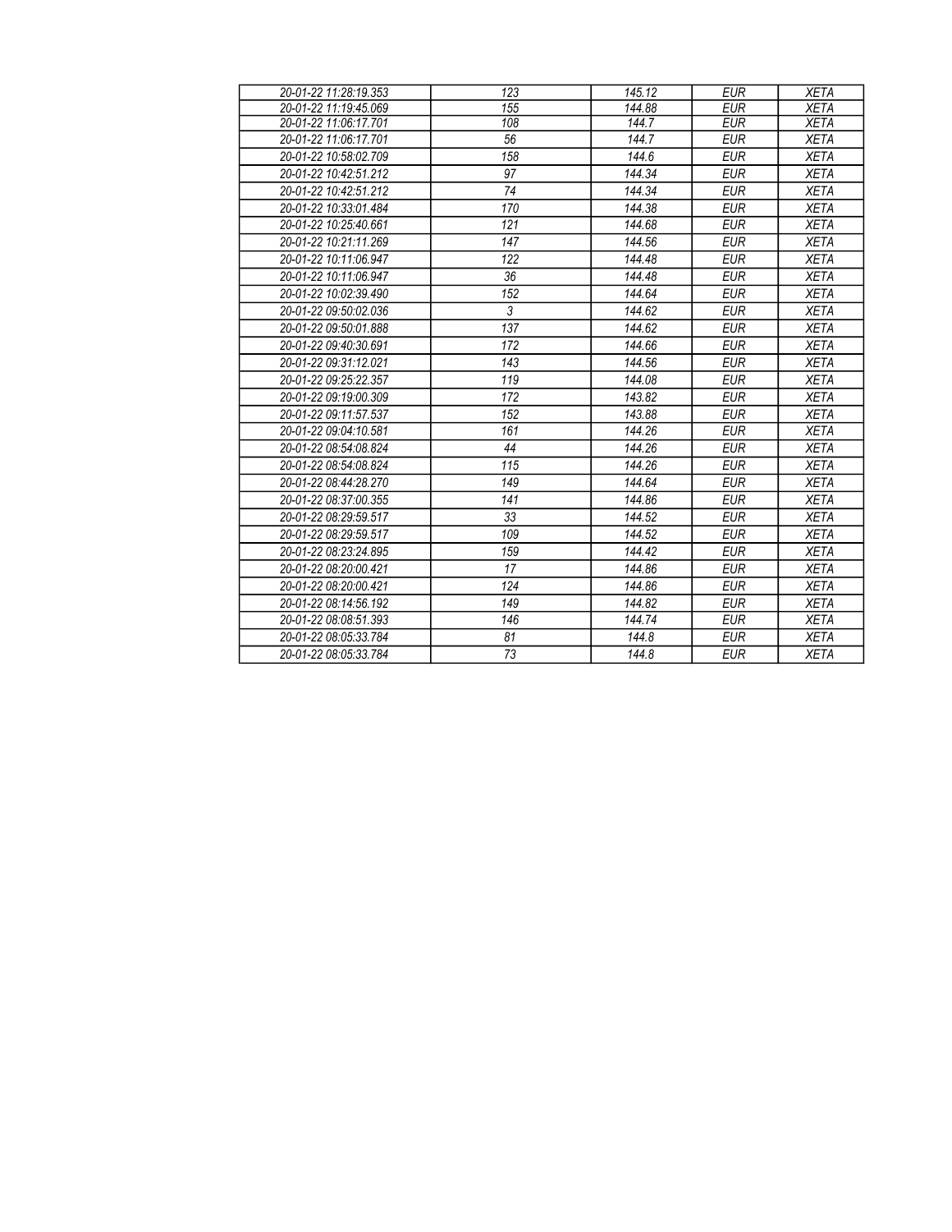| 20-01-22 11:28:19.353 | 123 | 145.12 | EUR | XETA |
|---|---|---|---|---|
| 20-01-22 11:19:45.069 | 155 | 144.88 | EUR | XETA |
| 20-01-22 11:06:17.701 | 108 | 144.7 | EUR | XETA |
| 20-01-22 11:06:17.701 | 56 | 144.7 | EUR | XETA |
| 20-01-22 10:58:02.709 | 158 | 144.6 | EUR | XETA |
| 20-01-22 10:42:51.212 | 97 | 144.34 | EUR | XETA |
| 20-01-22 10:42:51.212 | 74 | 144.34 | EUR | XETA |
| 20-01-22 10:33:01.484 | 170 | 144.38 | EUR | XETA |
| 20-01-22 10:25:40.661 | 121 | 144.68 | EUR | XETA |
| 20-01-22 10:21:11.269 | 147 | 144.56 | EUR | XETA |
| 20-01-22 10:11:06.947 | 122 | 144.48 | EUR | XETA |
| 20-01-22 10:11:06.947 | 36 | 144.48 | EUR | XETA |
| 20-01-22 10:02:39.490 | 152 | 144.64 | EUR | XETA |
| 20-01-22 09:50:02.036 | 3 | 144.62 | EUR | XETA |
| 20-01-22 09:50:01.888 | 137 | 144.62 | EUR | XETA |
| 20-01-22 09:40:30.691 | 172 | 144.66 | EUR | XETA |
| 20-01-22 09:31:12.021 | 143 | 144.56 | EUR | XETA |
| 20-01-22 09:25:22.357 | 119 | 144.08 | EUR | XETA |
| 20-01-22 09:19:00.309 | 172 | 143.82 | EUR | XETA |
| 20-01-22 09:11:57.537 | 152 | 143.88 | EUR | XETA |
| 20-01-22 09:04:10.581 | 161 | 144.26 | EUR | XETA |
| 20-01-22 08:54:08.824 | 44 | 144.26 | EUR | XETA |
| 20-01-22 08:54:08.824 | 115 | 144.26 | EUR | XETA |
| 20-01-22 08:44:28.270 | 149 | 144.64 | EUR | XETA |
| 20-01-22 08:37:00.355 | 141 | 144.86 | EUR | XETA |
| 20-01-22 08:29:59.517 | 33 | 144.52 | EUR | XETA |
| 20-01-22 08:29:59.517 | 109 | 144.52 | EUR | XETA |
| 20-01-22 08:23:24.895 | 159 | 144.42 | EUR | XETA |
| 20-01-22 08:20:00.421 | 17 | 144.86 | EUR | XETA |
| 20-01-22 08:20:00.421 | 124 | 144.86 | EUR | XETA |
| 20-01-22 08:14:56.192 | 149 | 144.82 | EUR | XETA |
| 20-01-22 08:08:51.393 | 146 | 144.74 | EUR | XETA |
| 20-01-22 08:05:33.784 | 81 | 144.8 | EUR | XETA |
| 20-01-22 08:05:33.784 | 73 | 144.8 | EUR | XETA |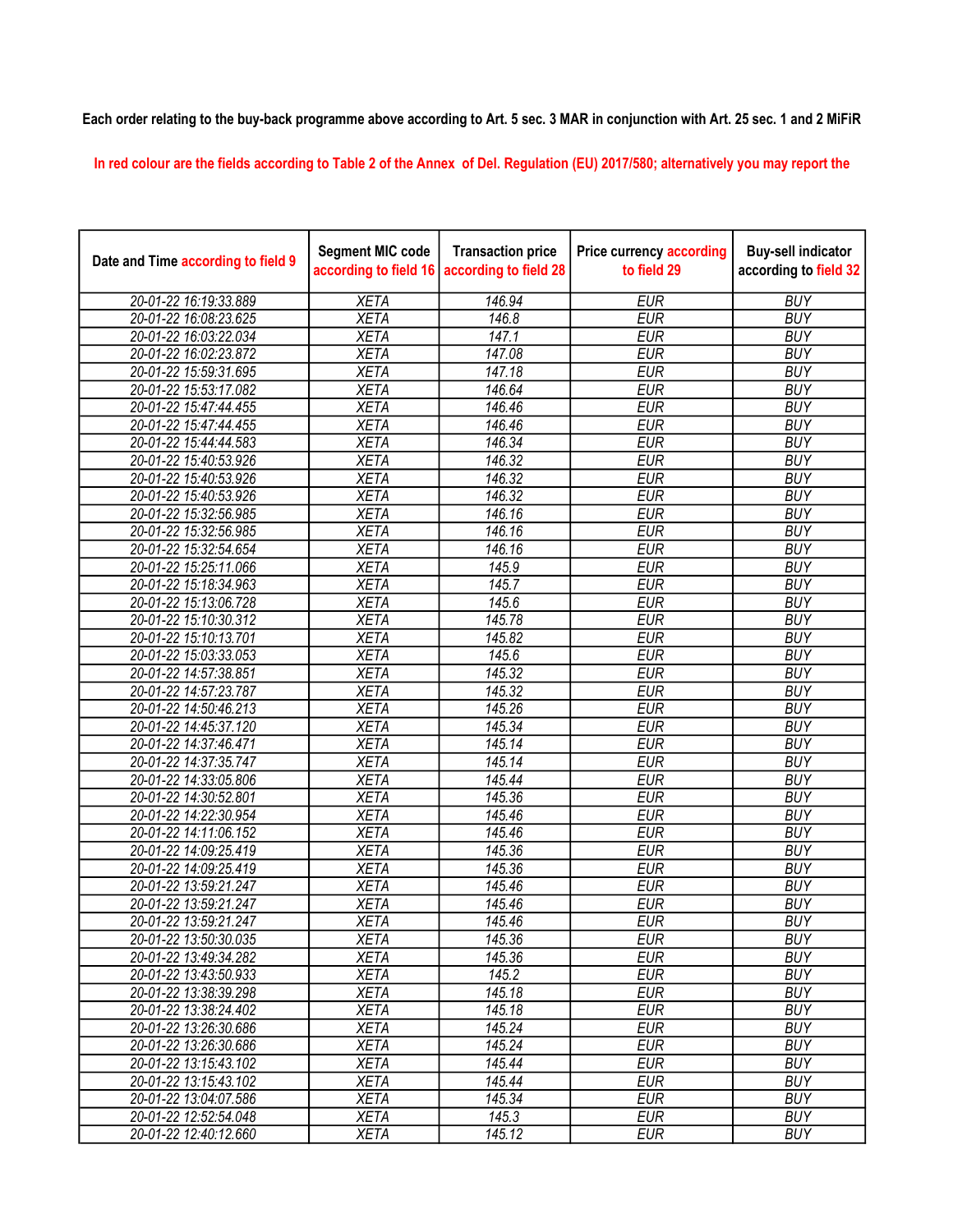Each order relating to the buy-back programme above according to Art. 5 sec. 3 MAR in conjunction with Art. 25 sec. 1 and 2 MiFiR

In red colour are the fields according to Table 2 of the Annex of Del. Regulation (EU) 2017/580; alternatively you may report the

| Date and Time according to field 9 | Segment MIC code according to field 16 | Transaction price according to field 28 | Price currency according to field 29 | Buy-sell indicator according to field 32 |
|---|---|---|---|---|
| 20-01-22 16:19:33.889 | XETA | 146.94 | EUR | BUY |
| 20-01-22 16:08:23.625 | XETA | 146.8 | EUR | BUY |
| 20-01-22 16:03:22.034 | XETA | 147.1 | EUR | BUY |
| 20-01-22 16:02:23.872 | XETA | 147.08 | EUR | BUY |
| 20-01-22 15:59:31.695 | XETA | 147.18 | EUR | BUY |
| 20-01-22 15:53:17.082 | XETA | 146.64 | EUR | BUY |
| 20-01-22 15:47:44.455 | XETA | 146.46 | EUR | BUY |
| 20-01-22 15:47:44.455 | XETA | 146.46 | EUR | BUY |
| 20-01-22 15:44:44.583 | XETA | 146.34 | EUR | BUY |
| 20-01-22 15:40:53.926 | XETA | 146.32 | EUR | BUY |
| 20-01-22 15:40:53.926 | XETA | 146.32 | EUR | BUY |
| 20-01-22 15:40:53.926 | XETA | 146.32 | EUR | BUY |
| 20-01-22 15:32:56.985 | XETA | 146.16 | EUR | BUY |
| 20-01-22 15:32:56.985 | XETA | 146.16 | EUR | BUY |
| 20-01-22 15:32:54.654 | XETA | 146.16 | EUR | BUY |
| 20-01-22 15:25:11.066 | XETA | 145.9 | EUR | BUY |
| 20-01-22 15:18:34.963 | XETA | 145.7 | EUR | BUY |
| 20-01-22 15:13:06.728 | XETA | 145.6 | EUR | BUY |
| 20-01-22 15:10:30.312 | XETA | 145.78 | EUR | BUY |
| 20-01-22 15:10:13.701 | XETA | 145.82 | EUR | BUY |
| 20-01-22 15:03:33.053 | XETA | 145.6 | EUR | BUY |
| 20-01-22 14:57:38.851 | XETA | 145.32 | EUR | BUY |
| 20-01-22 14:57:23.787 | XETA | 145.32 | EUR | BUY |
| 20-01-22 14:50:46.213 | XETA | 145.26 | EUR | BUY |
| 20-01-22 14:45:37.120 | XETA | 145.34 | EUR | BUY |
| 20-01-22 14:37:46.471 | XETA | 145.14 | EUR | BUY |
| 20-01-22 14:37:35.747 | XETA | 145.14 | EUR | BUY |
| 20-01-22 14:33:05.806 | XETA | 145.44 | EUR | BUY |
| 20-01-22 14:30:52.801 | XETA | 145.36 | EUR | BUY |
| 20-01-22 14:22:30.954 | XETA | 145.46 | EUR | BUY |
| 20-01-22 14:11:06.152 | XETA | 145.46 | EUR | BUY |
| 20-01-22 14:09:25.419 | XETA | 145.36 | EUR | BUY |
| 20-01-22 14:09:25.419 | XETA | 145.36 | EUR | BUY |
| 20-01-22 13:59:21.247 | XETA | 145.46 | EUR | BUY |
| 20-01-22 13:59:21.247 | XETA | 145.46 | EUR | BUY |
| 20-01-22 13:59:21.247 | XETA | 145.46 | EUR | BUY |
| 20-01-22 13:50:30.035 | XETA | 145.36 | EUR | BUY |
| 20-01-22 13:49:34.282 | XETA | 145.36 | EUR | BUY |
| 20-01-22 13:43:50.933 | XETA | 145.2 | EUR | BUY |
| 20-01-22 13:38:39.298 | XETA | 145.18 | EUR | BUY |
| 20-01-22 13:38:24.402 | XETA | 145.18 | EUR | BUY |
| 20-01-22 13:26:30.686 | XETA | 145.24 | EUR | BUY |
| 20-01-22 13:26:30.686 | XETA | 145.24 | EUR | BUY |
| 20-01-22 13:15:43.102 | XETA | 145.44 | EUR | BUY |
| 20-01-22 13:15:43.102 | XETA | 145.44 | EUR | BUY |
| 20-01-22 13:04:07.586 | XETA | 145.34 | EUR | BUY |
| 20-01-22 12:52:54.048 | XETA | 145.3 | EUR | BUY |
| 20-01-22 12:40:12.660 | XETA | 145.12 | EUR | BUY |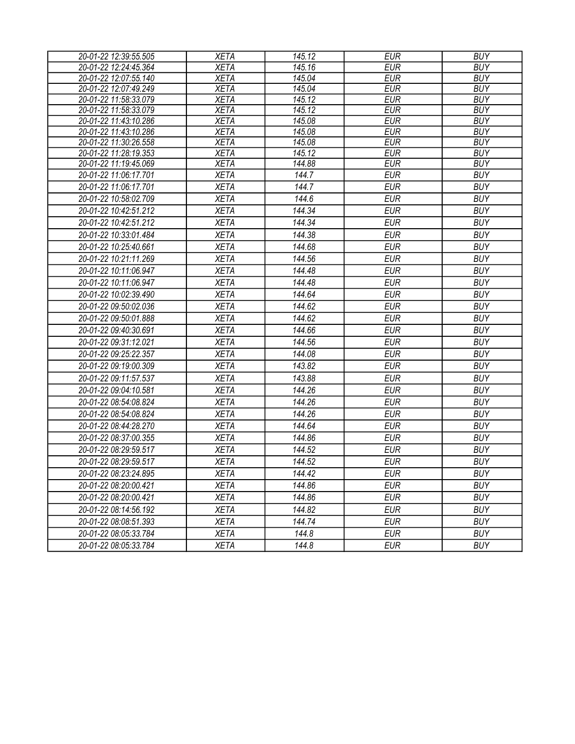| | | | | |
|---|---|---|---|---|
| 20-01-22 12:39:55.505 | XETA | 145.12 | EUR | BUY |
| 20-01-22 12:24:45.364 | XETA | 145.16 | EUR | BUY |
| 20-01-22 12:07:55.140 | XETA | 145.04 | EUR | BUY |
| 20-01-22 12:07:49.249 | XETA | 145.04 | EUR | BUY |
| 20-01-22 11:58:33.079 | XETA | 145.12 | EUR | BUY |
| 20-01-22 11:58:33.079 | XETA | 145.12 | EUR | BUY |
| 20-01-22 11:43:10.286 | XETA | 145.08 | EUR | BUY |
| 20-01-22 11:43:10.286 | XETA | 145.08 | EUR | BUY |
| 20-01-22 11:30:26.558 | XETA | 145.08 | EUR | BUY |
| 20-01-22 11:28:19.353 | XETA | 145.12 | EUR | BUY |
| 20-01-22 11:19:45.069 | XETA | 144.88 | EUR | BUY |
| 20-01-22 11:06:17.701 | XETA | 144.7 | EUR | BUY |
| 20-01-22 11:06:17.701 | XETA | 144.7 | EUR | BUY |
| 20-01-22 10:58:02.709 | XETA | 144.6 | EUR | BUY |
| 20-01-22 10:42:51.212 | XETA | 144.34 | EUR | BUY |
| 20-01-22 10:42:51.212 | XETA | 144.34 | EUR | BUY |
| 20-01-22 10:33:01.484 | XETA | 144.38 | EUR | BUY |
| 20-01-22 10:25:40.661 | XETA | 144.68 | EUR | BUY |
| 20-01-22 10:21:11.269 | XETA | 144.56 | EUR | BUY |
| 20-01-22 10:11:06.947 | XETA | 144.48 | EUR | BUY |
| 20-01-22 10:11:06.947 | XETA | 144.48 | EUR | BUY |
| 20-01-22 10:02:39.490 | XETA | 144.64 | EUR | BUY |
| 20-01-22 09:50:02.036 | XETA | 144.62 | EUR | BUY |
| 20-01-22 09:50:01.888 | XETA | 144.62 | EUR | BUY |
| 20-01-22 09:40:30.691 | XETA | 144.66 | EUR | BUY |
| 20-01-22 09:31:12.021 | XETA | 144.56 | EUR | BUY |
| 20-01-22 09:25:22.357 | XETA | 144.08 | EUR | BUY |
| 20-01-22 09:19:00.309 | XETA | 143.82 | EUR | BUY |
| 20-01-22 09:11:57.537 | XETA | 143.88 | EUR | BUY |
| 20-01-22 09:04:10.581 | XETA | 144.26 | EUR | BUY |
| 20-01-22 08:54:08.824 | XETA | 144.26 | EUR | BUY |
| 20-01-22 08:54:08.824 | XETA | 144.26 | EUR | BUY |
| 20-01-22 08:44:28.270 | XETA | 144.64 | EUR | BUY |
| 20-01-22 08:37:00.355 | XETA | 144.86 | EUR | BUY |
| 20-01-22 08:29:59.517 | XETA | 144.52 | EUR | BUY |
| 20-01-22 08:29:59.517 | XETA | 144.52 | EUR | BUY |
| 20-01-22 08:23:24.895 | XETA | 144.42 | EUR | BUY |
| 20-01-22 08:20:00.421 | XETA | 144.86 | EUR | BUY |
| 20-01-22 08:20:00.421 | XETA | 144.86 | EUR | BUY |
| 20-01-22 08:14:56.192 | XETA | 144.82 | EUR | BUY |
| 20-01-22 08:08:51.393 | XETA | 144.74 | EUR | BUY |
| 20-01-22 08:05:33.784 | XETA | 144.8 | EUR | BUY |
| 20-01-22 08:05:33.784 | XETA | 144.8 | EUR | BUY |